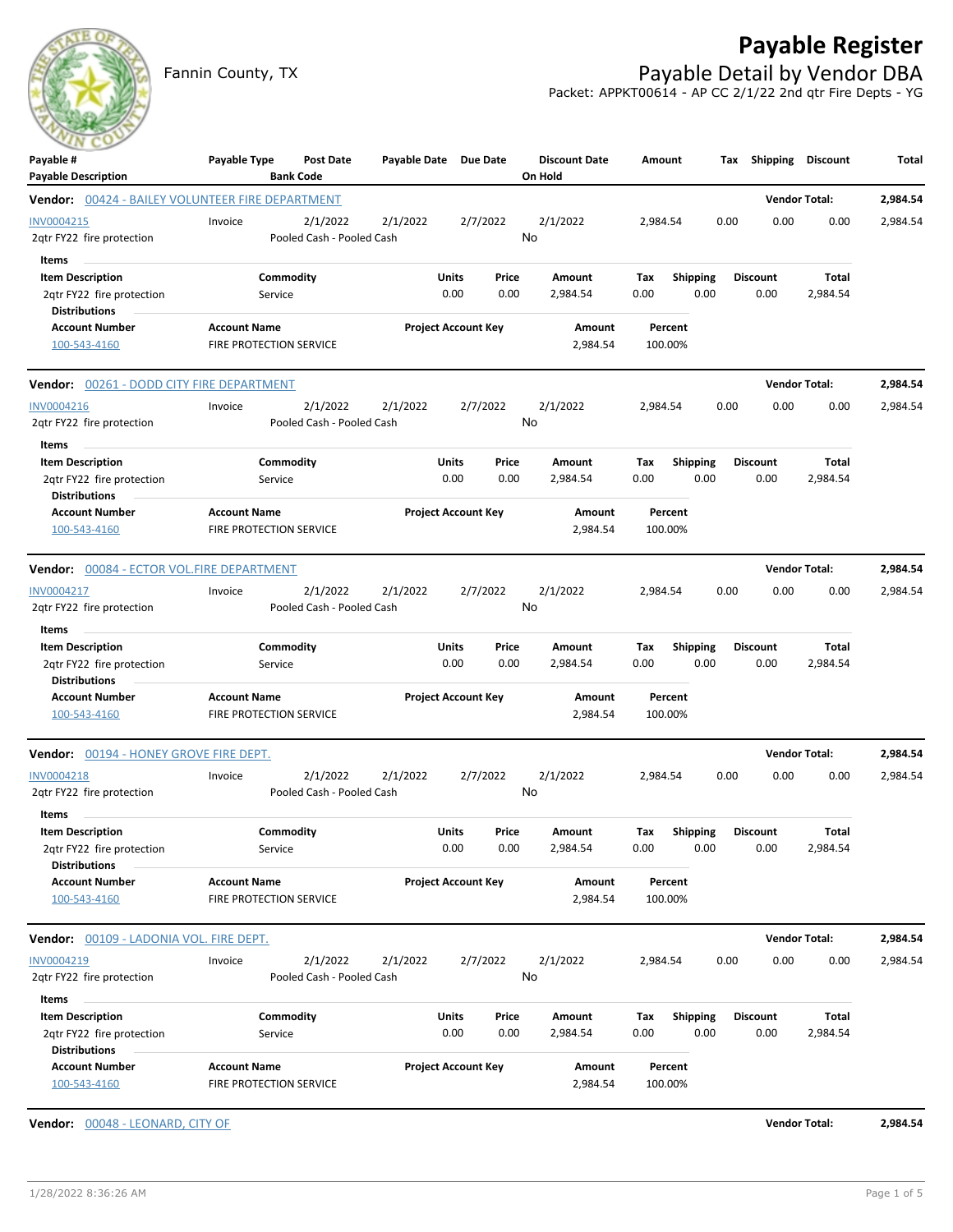# Payable Register

Fannin County, TX

## Payable Detail by Vendor DBA

Packet: APPKT00614 - AP CC 2/1/22 2nd qtr Fire Depts - YG

| Payable # / Payable Description | Payable Type | Post Date / Bank Code | Payable Date | Due Date | Discount Date / On Hold | Amount | Tax | Shipping | Discount | Total |
|---|---|---|---|---|---|---|---|---|---|---|

**Vendor: 00424 - BAILEY VOLUNTEER FIRE DEPARTMENT** — Vendor Total: **2,984.54**

| Payable # | Payable Type | Post Date | Payable Date | Due Date | Discount Date | Amount | Tax | Shipping | Discount | Total |
|---|---|---|---|---|---|---|---|---|---|---|
| INV0004215 | Invoice | 2/1/2022 | 2/1/2022 | 2/7/2022 | 2/1/2022 | 2,984.54 | 0.00 | 0.00 | 0.00 | 2,984.54 |
| 2qtr FY22 fire protection | | Pooled Cash - Pooled Cash | | | No | | | | | |

Items

| Item Description | Commodity | Units | Price | Amount | Tax | Shipping | Discount | Total |
|---|---|---|---|---|---|---|---|---|
| 2qtr FY22 fire protection | Service | 0.00 | 0.00 | 2,984.54 | 0.00 | 0.00 | 0.00 | 2,984.54 |

Distributions

| Account Number | Account Name | Project Account Key | Amount | Percent |
|---|---|---|---|---|
| 100-543-4160 | FIRE PROTECTION SERVICE | | 2,984.54 | 100.00% |

**Vendor: 00261 - DODD CITY FIRE DEPARTMENT** — Vendor Total: **2,984.54**

| Payable # | Payable Type | Post Date | Payable Date | Due Date | Discount Date | Amount | Tax | Shipping | Discount | Total |
|---|---|---|---|---|---|---|---|---|---|---|
| INV0004216 | Invoice | 2/1/2022 | 2/1/2022 | 2/7/2022 | 2/1/2022 | 2,984.54 | 0.00 | 0.00 | 0.00 | 2,984.54 |
| 2qtr FY22 fire protection | | Pooled Cash - Pooled Cash | | | No | | | | | |

Items

| Item Description | Commodity | Units | Price | Amount | Tax | Shipping | Discount | Total |
|---|---|---|---|---|---|---|---|---|
| 2qtr FY22 fire protection | Service | 0.00 | 0.00 | 2,984.54 | 0.00 | 0.00 | 0.00 | 2,984.54 |

Distributions

| Account Number | Account Name | Project Account Key | Amount | Percent |
|---|---|---|---|---|
| 100-543-4160 | FIRE PROTECTION SERVICE | | 2,984.54 | 100.00% |

**Vendor: 00084 - ECTOR VOL.FIRE DEPARTMENT** — Vendor Total: **2,984.54**

| Payable # | Payable Type | Post Date | Payable Date | Due Date | Discount Date | Amount | Tax | Shipping | Discount | Total |
|---|---|---|---|---|---|---|---|---|---|---|
| INV0004217 | Invoice | 2/1/2022 | 2/1/2022 | 2/7/2022 | 2/1/2022 | 2,984.54 | 0.00 | 0.00 | 0.00 | 2,984.54 |
| 2qtr FY22 fire protection | | Pooled Cash - Pooled Cash | | | No | | | | | |

Items

| Item Description | Commodity | Units | Price | Amount | Tax | Shipping | Discount | Total |
|---|---|---|---|---|---|---|---|---|
| 2qtr FY22 fire protection | Service | 0.00 | 0.00 | 2,984.54 | 0.00 | 0.00 | 0.00 | 2,984.54 |

Distributions

| Account Number | Account Name | Project Account Key | Amount | Percent |
|---|---|---|---|---|
| 100-543-4160 | FIRE PROTECTION SERVICE | | 2,984.54 | 100.00% |

**Vendor: 00194 - HONEY GROVE FIRE DEPT.** — Vendor Total: **2,984.54**

| Payable # | Payable Type | Post Date | Payable Date | Due Date | Discount Date | Amount | Tax | Shipping | Discount | Total |
|---|---|---|---|---|---|---|---|---|---|---|
| INV0004218 | Invoice | 2/1/2022 | 2/1/2022 | 2/7/2022 | 2/1/2022 | 2,984.54 | 0.00 | 0.00 | 0.00 | 2,984.54 |
| 2qtr FY22 fire protection | | Pooled Cash - Pooled Cash | | | No | | | | | |

Items

| Item Description | Commodity | Units | Price | Amount | Tax | Shipping | Discount | Total |
|---|---|---|---|---|---|---|---|---|
| 2qtr FY22 fire protection | Service | 0.00 | 0.00 | 2,984.54 | 0.00 | 0.00 | 0.00 | 2,984.54 |

Distributions

| Account Number | Account Name | Project Account Key | Amount | Percent |
|---|---|---|---|---|
| 100-543-4160 | FIRE PROTECTION SERVICE | | 2,984.54 | 100.00% |

**Vendor: 00109 - LADONIA VOL. FIRE DEPT.** — Vendor Total: **2,984.54**

| Payable # | Payable Type | Post Date | Payable Date | Due Date | Discount Date | Amount | Tax | Shipping | Discount | Total |
|---|---|---|---|---|---|---|---|---|---|---|
| INV0004219 | Invoice | 2/1/2022 | 2/1/2022 | 2/7/2022 | 2/1/2022 | 2,984.54 | 0.00 | 0.00 | 0.00 | 2,984.54 |
| 2qtr FY22 fire protection | | Pooled Cash - Pooled Cash | | | No | | | | | |

Items

| Item Description | Commodity | Units | Price | Amount | Tax | Shipping | Discount | Total |
|---|---|---|---|---|---|---|---|---|
| 2qtr FY22 fire protection | Service | 0.00 | 0.00 | 2,984.54 | 0.00 | 0.00 | 0.00 | 2,984.54 |

Distributions

| Account Number | Account Name | Project Account Key | Amount | Percent |
|---|---|---|---|---|
| 100-543-4160 | FIRE PROTECTION SERVICE | | 2,984.54 | 100.00% |

**Vendor: 00048 - LEONARD, CITY OF** — Vendor Total: **2,984.54**

1/28/2022 8:36:26 AM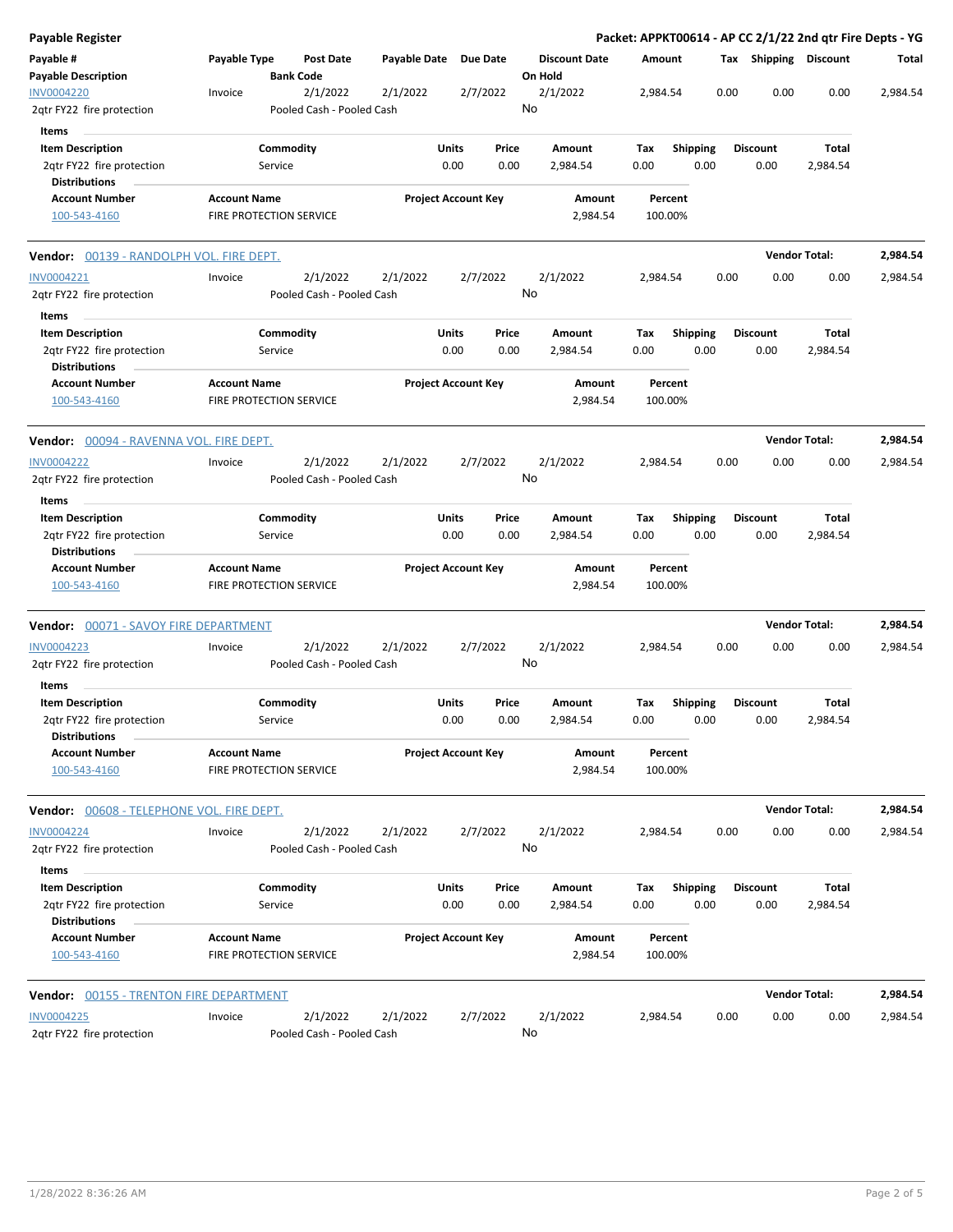**Payable Register** — **Packet: APPKT00614 - AP CC 2/1/22 2nd qtr Fire Depts - YG**

| Payable # / Payable Description | Payable Type | Post Date / Bank Code | Payable Date | Due Date | Discount Date / On Hold | Amount | Tax | Shipping | Discount | Total |
|---|---|---|---|---|---|---|---|---|---|---|
| INV0004220 | Invoice | 2/1/2022 | 2/1/2022 | 2/7/2022 | 2/1/2022 | 2,984.54 | 0.00 | 0.00 | 0.00 | 2,984.54 |
| 2qtr FY22 fire protection | | Pooled Cash - Pooled Cash | | | No | | | | | |

**Items**

| Item Description | Commodity | Units | Price | Amount | Tax | Shipping | Discount | Total |
|---|---|---|---|---|---|---|---|---|
| 2qtr FY22 fire protection | Service | 0.00 | 0.00 | 2,984.54 | 0.00 | 0.00 | 0.00 | 2,984.54 |

**Distributions**

| Account Number | Account Name | Project Account Key | Amount | Percent |
|---|---|---|---|---|
| 100-543-4160 | FIRE PROTECTION SERVICE | | 2,984.54 | 100.00% |

**Vendor:** 00139 - RANDOLPH VOL. FIRE DEPT. — **Vendor Total: 2,984.54**

| Payable # / Payable Description | Payable Type | Post Date / Bank Code | Payable Date | Due Date | Discount Date / On Hold | Amount | Tax | Shipping | Discount | Total |
|---|---|---|---|---|---|---|---|---|---|---|
| INV0004221 | Invoice | 2/1/2022 | 2/1/2022 | 2/7/2022 | 2/1/2022 | 2,984.54 | 0.00 | 0.00 | 0.00 | 2,984.54 |
| 2qtr FY22 fire protection | | Pooled Cash - Pooled Cash | | | No | | | | | |

**Items**

| Item Description | Commodity | Units | Price | Amount | Tax | Shipping | Discount | Total |
|---|---|---|---|---|---|---|---|---|
| 2qtr FY22 fire protection | Service | 0.00 | 0.00 | 2,984.54 | 0.00 | 0.00 | 0.00 | 2,984.54 |

**Distributions**

| Account Number | Account Name | Project Account Key | Amount | Percent |
|---|---|---|---|---|
| 100-543-4160 | FIRE PROTECTION SERVICE | | 2,984.54 | 100.00% |

**Vendor:** 00094 - RAVENNA VOL. FIRE DEPT. — **Vendor Total: 2,984.54**

| Payable # / Payable Description | Payable Type | Post Date / Bank Code | Payable Date | Due Date | Discount Date / On Hold | Amount | Tax | Shipping | Discount | Total |
|---|---|---|---|---|---|---|---|---|---|---|
| INV0004222 | Invoice | 2/1/2022 | 2/1/2022 | 2/7/2022 | 2/1/2022 | 2,984.54 | 0.00 | 0.00 | 0.00 | 2,984.54 |
| 2qtr FY22 fire protection | | Pooled Cash - Pooled Cash | | | No | | | | | |

**Items**

| Item Description | Commodity | Units | Price | Amount | Tax | Shipping | Discount | Total |
|---|---|---|---|---|---|---|---|---|
| 2qtr FY22 fire protection | Service | 0.00 | 0.00 | 2,984.54 | 0.00 | 0.00 | 0.00 | 2,984.54 |

**Distributions**

| Account Number | Account Name | Project Account Key | Amount | Percent |
|---|---|---|---|---|
| 100-543-4160 | FIRE PROTECTION SERVICE | | 2,984.54 | 100.00% |

**Vendor:** 00071 - SAVOY FIRE DEPARTMENT — **Vendor Total: 2,984.54**

| Payable # / Payable Description | Payable Type | Post Date / Bank Code | Payable Date | Due Date | Discount Date / On Hold | Amount | Tax | Shipping | Discount | Total |
|---|---|---|---|---|---|---|---|---|---|---|
| INV0004223 | Invoice | 2/1/2022 | 2/1/2022 | 2/7/2022 | 2/1/2022 | 2,984.54 | 0.00 | 0.00 | 0.00 | 2,984.54 |
| 2qtr FY22 fire protection | | Pooled Cash - Pooled Cash | | | No | | | | | |

**Items**

| Item Description | Commodity | Units | Price | Amount | Tax | Shipping | Discount | Total |
|---|---|---|---|---|---|---|---|---|
| 2qtr FY22 fire protection | Service | 0.00 | 0.00 | 2,984.54 | 0.00 | 0.00 | 0.00 | 2,984.54 |

**Distributions**

| Account Number | Account Name | Project Account Key | Amount | Percent |
|---|---|---|---|---|
| 100-543-4160 | FIRE PROTECTION SERVICE | | 2,984.54 | 100.00% |

**Vendor:** 00608 - TELEPHONE VOL. FIRE DEPT. — **Vendor Total: 2,984.54**

| Payable # / Payable Description | Payable Type | Post Date / Bank Code | Payable Date | Due Date | Discount Date / On Hold | Amount | Tax | Shipping | Discount | Total |
|---|---|---|---|---|---|---|---|---|---|---|
| INV0004224 | Invoice | 2/1/2022 | 2/1/2022 | 2/7/2022 | 2/1/2022 | 2,984.54 | 0.00 | 0.00 | 0.00 | 2,984.54 |
| 2qtr FY22 fire protection | | Pooled Cash - Pooled Cash | | | No | | | | | |

**Items**

| Item Description | Commodity | Units | Price | Amount | Tax | Shipping | Discount | Total |
|---|---|---|---|---|---|---|---|---|
| 2qtr FY22 fire protection | Service | 0.00 | 0.00 | 2,984.54 | 0.00 | 0.00 | 0.00 | 2,984.54 |

**Distributions**

| Account Number | Account Name | Project Account Key | Amount | Percent |
|---|---|---|---|---|
| 100-543-4160 | FIRE PROTECTION SERVICE | | 2,984.54 | 100.00% |

**Vendor:** 00155 - TRENTON FIRE DEPARTMENT — **Vendor Total: 2,984.54**

| Payable # / Payable Description | Payable Type | Post Date / Bank Code | Payable Date | Due Date | Discount Date / On Hold | Amount | Tax | Shipping | Discount | Total |
|---|---|---|---|---|---|---|---|---|---|---|
| INV0004225 | Invoice | 2/1/2022 | 2/1/2022 | 2/7/2022 | 2/1/2022 | 2,984.54 | 0.00 | 0.00 | 0.00 | 2,984.54 |
| 2qtr FY22 fire protection | | Pooled Cash - Pooled Cash | | | No | | | | | |

1/28/2022 8:36:26 AM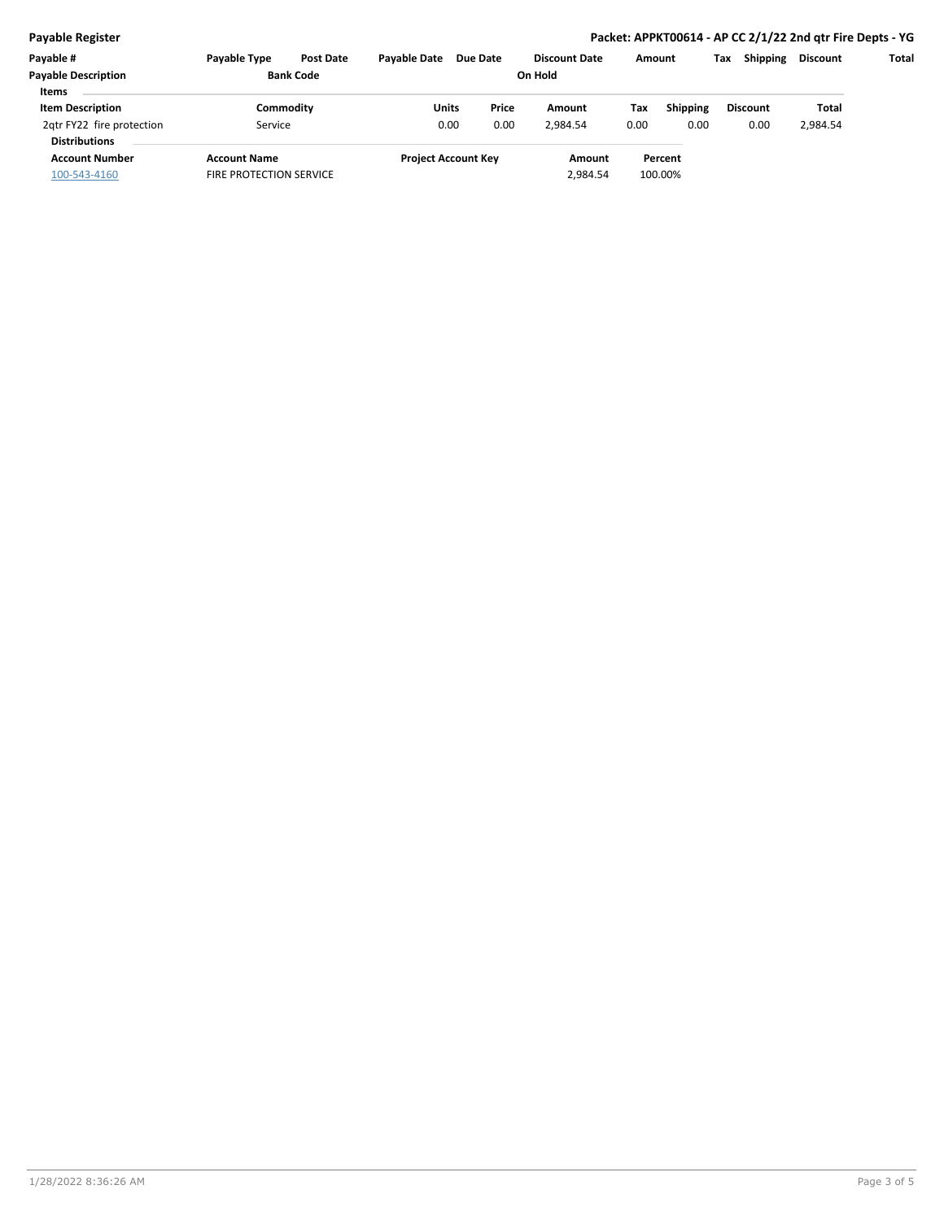| Payable # | Payable Type | Post Date | Payable Date | Due Date | Discount Date | Amount | Tax | Shipping | Discount | Total |
|---|---|---|---|---|---|---|---|---|---|---|
| Payable Description | | Bank Code | | | On Hold | | | | | |

**Items**

| Item Description | Commodity | Units | Price | Amount | Tax | Shipping | Discount | Total |
|---|---|---|---|---|---|---|---|---|
| 2qtr FY22 fire protection | Service | 0.00 | 0.00 | 2,984.54 | 0.00 | 0.00 | 0.00 | 2,984.54 |

**Distributions**

| Account Number | Account Name | Project Account Key | Amount | Percent |
|---|---|---|---|---|
| 100-543-4160 | FIRE PROTECTION SERVICE | | 2,984.54 | 100.00% |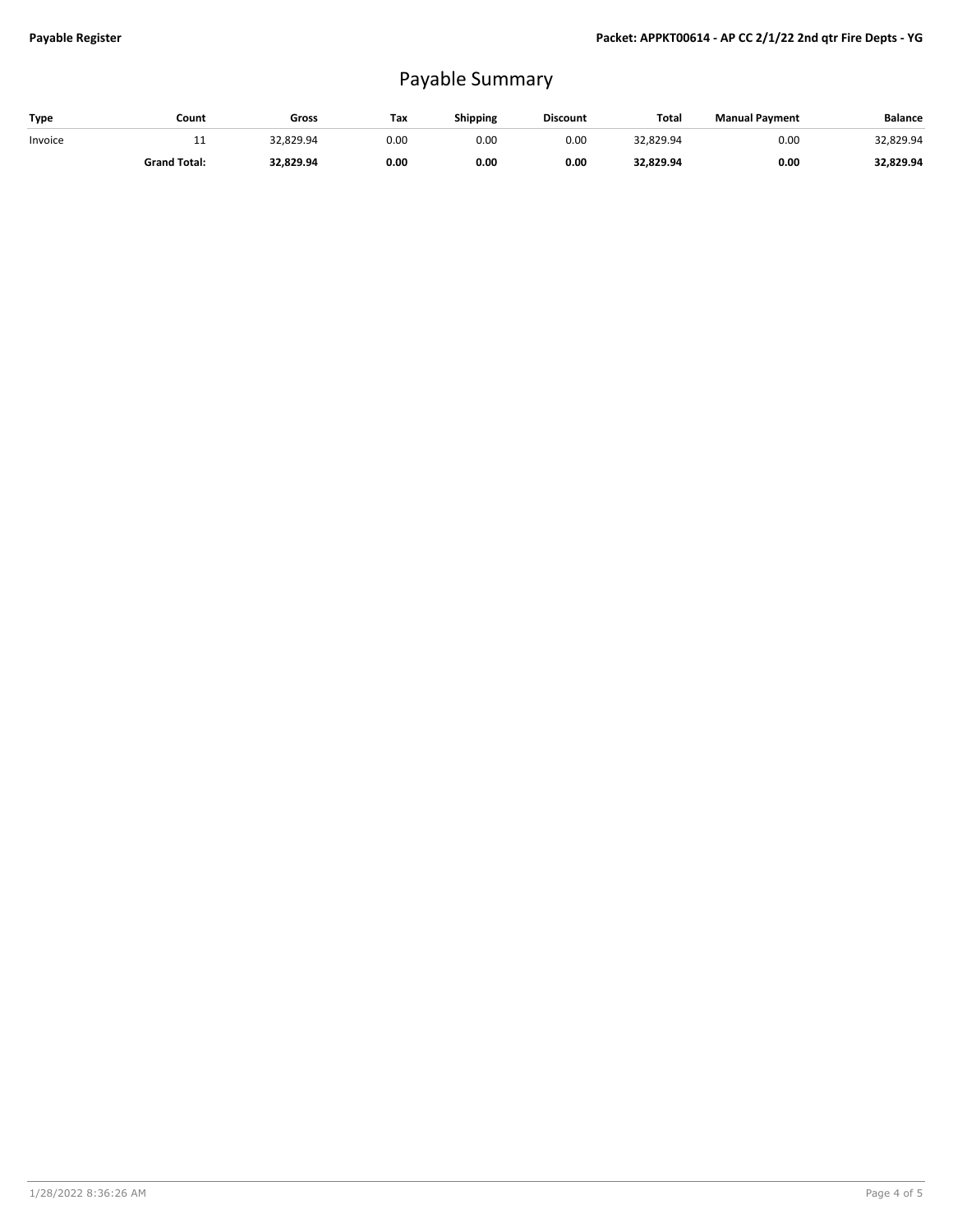# Payable Summary

| Type | Count | Gross | Tax | Shipping | Discount | Total | Manual Payment | Balance |
|---|---|---|---|---|---|---|---|---|
| Invoice | 11 | 32,829.94 | 0.00 | 0.00 | 0.00 | 32,829.94 | 0.00 | 32,829.94 |
| | **Grand Total:** | **32,829.94** | **0.00** | **0.00** | **0.00** | **32,829.94** | **0.00** | **32,829.94** |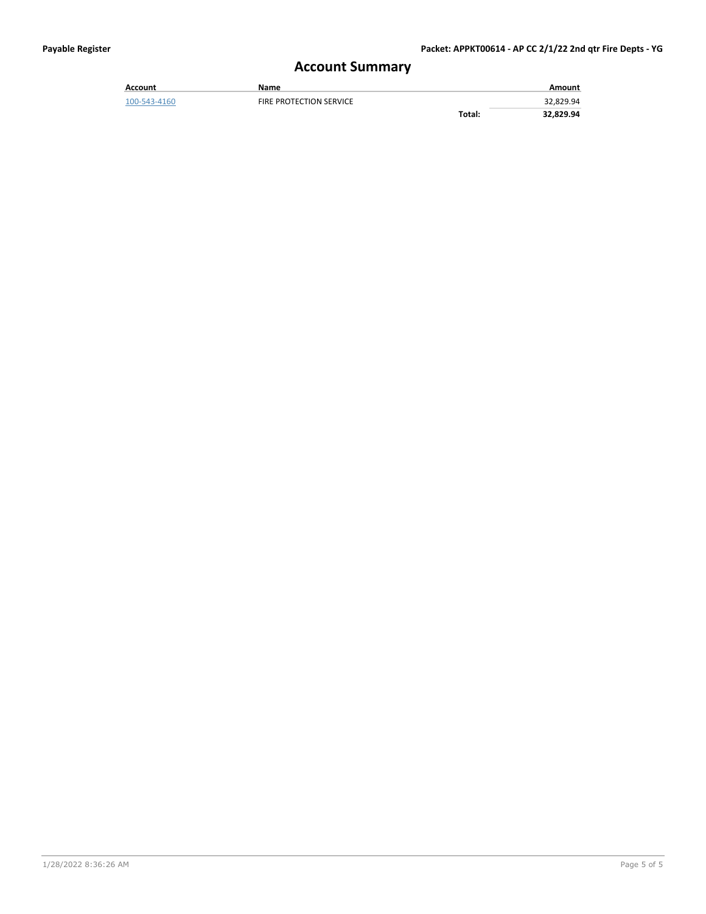# Account Summary

| Account | Name | | Amount |
|---|---|---|---|
| 100-543-4160 | FIRE PROTECTION SERVICE | | 32,829.94 |
| | | **Total:** | **32,829.94** |